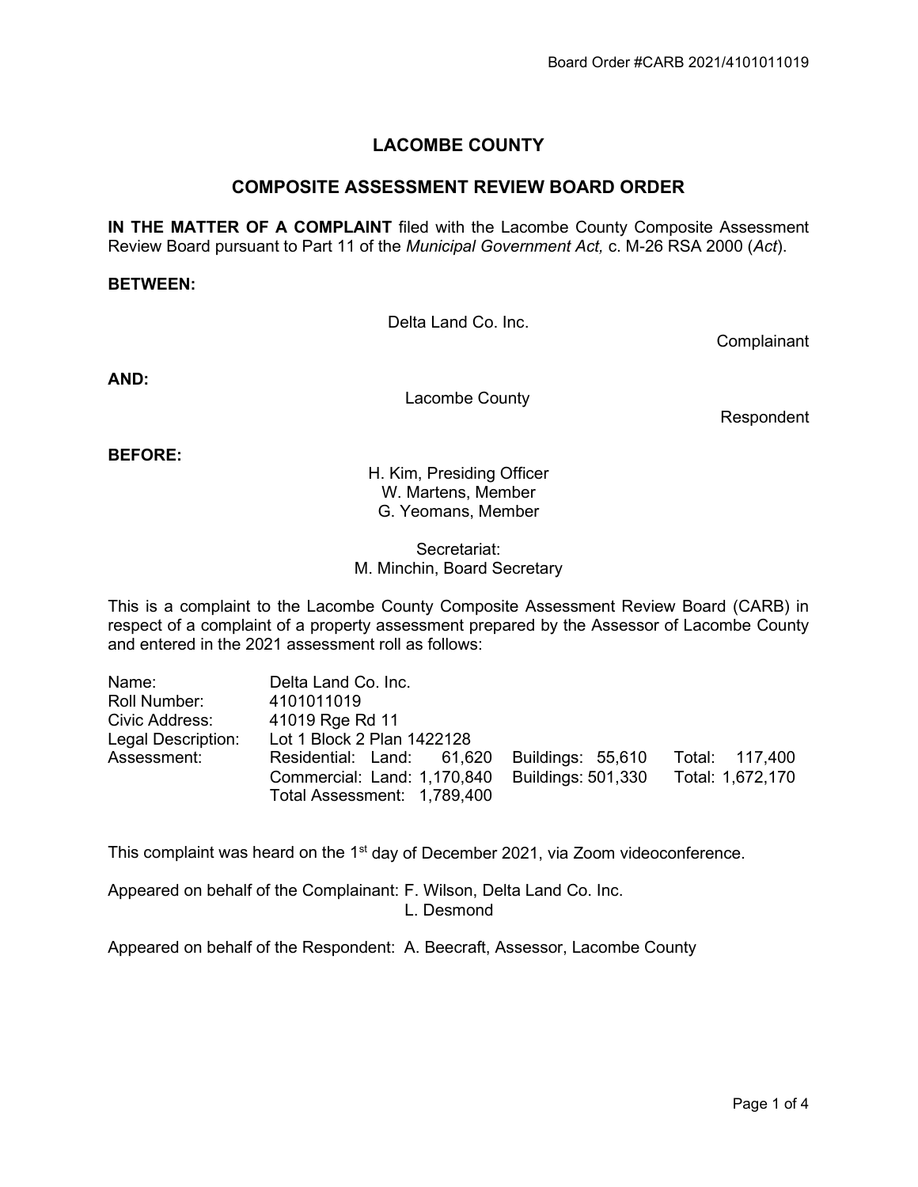# LACOMBE COUNTY

## COMPOSITE ASSESSMENT REVIEW BOARD ORDER

**IN THE MATTER OF A COMPLAINT** filed with the Lacombe County Composite Assessment Review Board pursuant to Part 11 of the *Municipal Government Act,* c. M-26 RSA 2000 (*Act*).

**BETWEEN:**

Delta Land Co. Inc.

Complainant

**AND:**

Lacombe County

Respondent

**BEFORE:**

H. Kim, Presiding Officer
W. Martens, Member
G. Yeomans, Member

Secretariat:
M. Minchin, Board Secretary

This is a complaint to the Lacombe County Composite Assessment Review Board (CARB) in respect of a complaint of a property assessment prepared by the Assessor of Lacombe County and entered in the 2021 assessment roll as follows:

| | | | |
|---|---|---|---|
| Name: | Delta Land Co. Inc. | | |
| Roll Number: | 4101011019 | | |
| Civic Address: | 41019 Rge Rd 11 | | |
| Legal Description: | Lot 1 Block 2 Plan 1422128 | | |
| Assessment: | Residential: Land: 61,620 | Buildings: 55,610 | Total: 117,400 |
| | Commercial: Land: 1,170,840 | Buildings: 501,330 | Total: 1,672,170 |
| | Total Assessment: 1,789,400 | | |

This complaint was heard on the 1st day of December 2021, via Zoom videoconference.

Appeared on behalf of the Complainant: F. Wilson, Delta Land Co. Inc.
L. Desmond

Appeared on behalf of the Respondent: A. Beecraft, Assessor, Lacombe County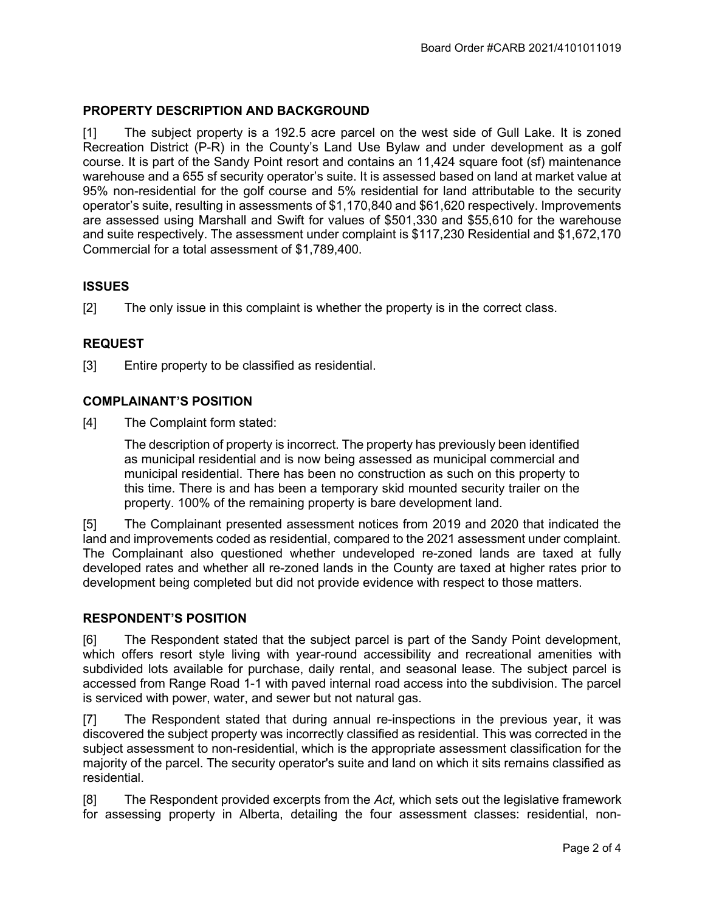## PROPERTY DESCRIPTION AND BACKGROUND

[1] The subject property is a 192.5 acre parcel on the west side of Gull Lake. It is zoned Recreation District (P-R) in the County's Land Use Bylaw and under development as a golf course. It is part of the Sandy Point resort and contains an 11,424 square foot (sf) maintenance warehouse and a 655 sf security operator's suite. It is assessed based on land at market value at 95% non-residential for the golf course and 5% residential for land attributable to the security operator's suite, resulting in assessments of $1,170,840 and $61,620 respectively. Improvements are assessed using Marshall and Swift for values of $501,330 and $55,610 for the warehouse and suite respectively. The assessment under complaint is $117,230 Residential and $1,672,170 Commercial for a total assessment of $1,789,400.

## ISSUES

[2] The only issue in this complaint is whether the property is in the correct class.

## REQUEST

[3] Entire property to be classified as residential.

## COMPLAINANT'S POSITION

[4] The Complaint form stated:

> The description of property is incorrect. The property has previously been identified as municipal residential and is now being assessed as municipal commercial and municipal residential. There has been no construction as such on this property to this time. There is and has been a temporary skid mounted security trailer on the property. 100% of the remaining property is bare development land.

[5] The Complainant presented assessment notices from 2019 and 2020 that indicated the land and improvements coded as residential, compared to the 2021 assessment under complaint. The Complainant also questioned whether undeveloped re-zoned lands are taxed at fully developed rates and whether all re-zoned lands in the County are taxed at higher rates prior to development being completed but did not provide evidence with respect to those matters.

## RESPONDENT'S POSITION

[6] The Respondent stated that the subject parcel is part of the Sandy Point development, which offers resort style living with year-round accessibility and recreational amenities with subdivided lots available for purchase, daily rental, and seasonal lease. The subject parcel is accessed from Range Road 1-1 with paved internal road access into the subdivision. The parcel is serviced with power, water, and sewer but not natural gas.

[7] The Respondent stated that during annual re-inspections in the previous year, it was discovered the subject property was incorrectly classified as residential. This was corrected in the subject assessment to non-residential, which is the appropriate assessment classification for the majority of the parcel. The security operator's suite and land on which it sits remains classified as residential.

[8] The Respondent provided excerpts from the *Act,* which sets out the legislative framework for assessing property in Alberta, detailing the four assessment classes: residential, non-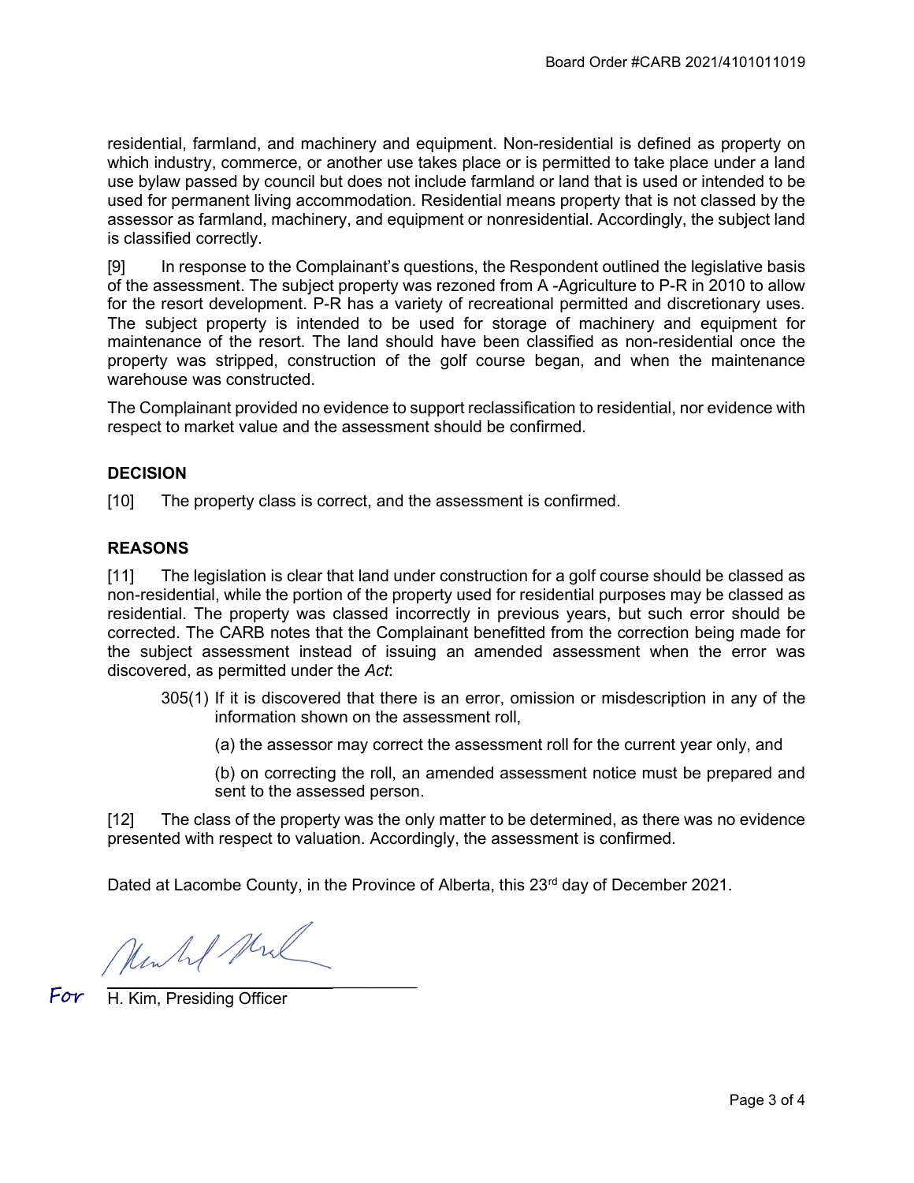residential, farmland, and machinery and equipment. Non-residential is defined as property on which industry, commerce, or another use takes place or is permitted to take place under a land use bylaw passed by council but does not include farmland or land that is used or intended to be used for permanent living accommodation. Residential means property that is not classed by the assessor as farmland, machinery, and equipment or nonresidential. Accordingly, the subject land is classified correctly.

[9] In response to the Complainant's questions, the Respondent outlined the legislative basis of the assessment. The subject property was rezoned from A -Agriculture to P-R in 2010 to allow for the resort development. P-R has a variety of recreational permitted and discretionary uses. The subject property is intended to be used for storage of machinery and equipment for maintenance of the resort. The land should have been classified as non-residential once the property was stripped, construction of the golf course began, and when the maintenance warehouse was constructed.

The Complainant provided no evidence to support reclassification to residential, nor evidence with respect to market value and the assessment should be confirmed.

## DECISION

[10] The property class is correct, and the assessment is confirmed.

## REASONS

[11] The legislation is clear that land under construction for a golf course should be classed as non-residential, while the portion of the property used for residential purposes may be classed as residential. The property was classed incorrectly in previous years, but such error should be corrected. The CARB notes that the Complainant benefitted from the correction being made for the subject assessment instead of issuing an amended assessment when the error was discovered, as permitted under the *Act*:

> 305(1) If it is discovered that there is an error, omission or misdescription in any of the information shown on the assessment roll,
>
> (a) the assessor may correct the assessment roll for the current year only, and
>
> (b) on correcting the roll, an amended assessment notice must be prepared and sent to the assessed person.

[12] The class of the property was the only matter to be determined, as there was no evidence presented with respect to valuation. Accordingly, the assessment is confirmed.

Dated at Lacombe County, in the Province of Alberta, this 23rd day of December 2021.

For H. Kim, Presiding Officer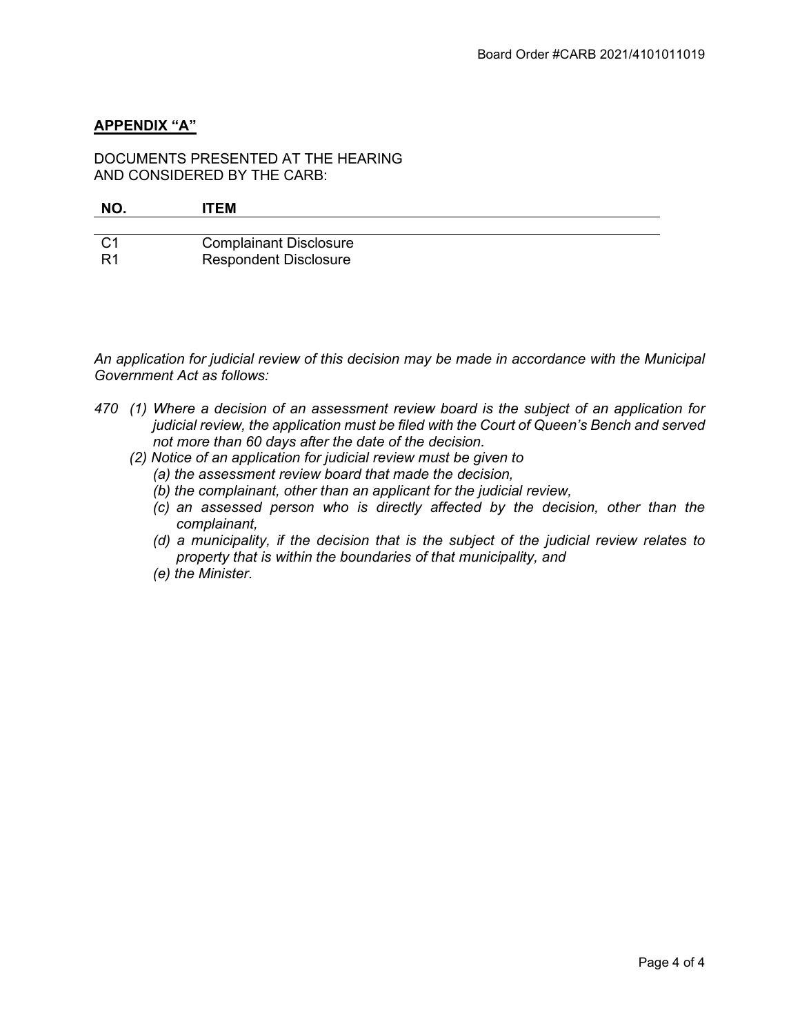## APPENDIX "A"

DOCUMENTS PRESENTED AT THE HEARING
AND CONSIDERED BY THE CARB:

| NO. | ITEM |
|---|---|
| C1 | Complainant Disclosure |
| R1 | Respondent Disclosure |

*An application for judicial review of this decision may be made in accordance with the Municipal Government Act as follows:*

*470 (1) Where a decision of an assessment review board is the subject of an application for judicial review, the application must be filed with the Court of Queen's Bench and served not more than 60 days after the date of the decision.*

*(2) Notice of an application for judicial review must be given to*

*(a) the assessment review board that made the decision,*

*(b) the complainant, other than an applicant for the judicial review,*

*(c) an assessed person who is directly affected by the decision, other than the complainant,*

*(d) a municipality, if the decision that is the subject of the judicial review relates to property that is within the boundaries of that municipality, and*

*(e) the Minister.*